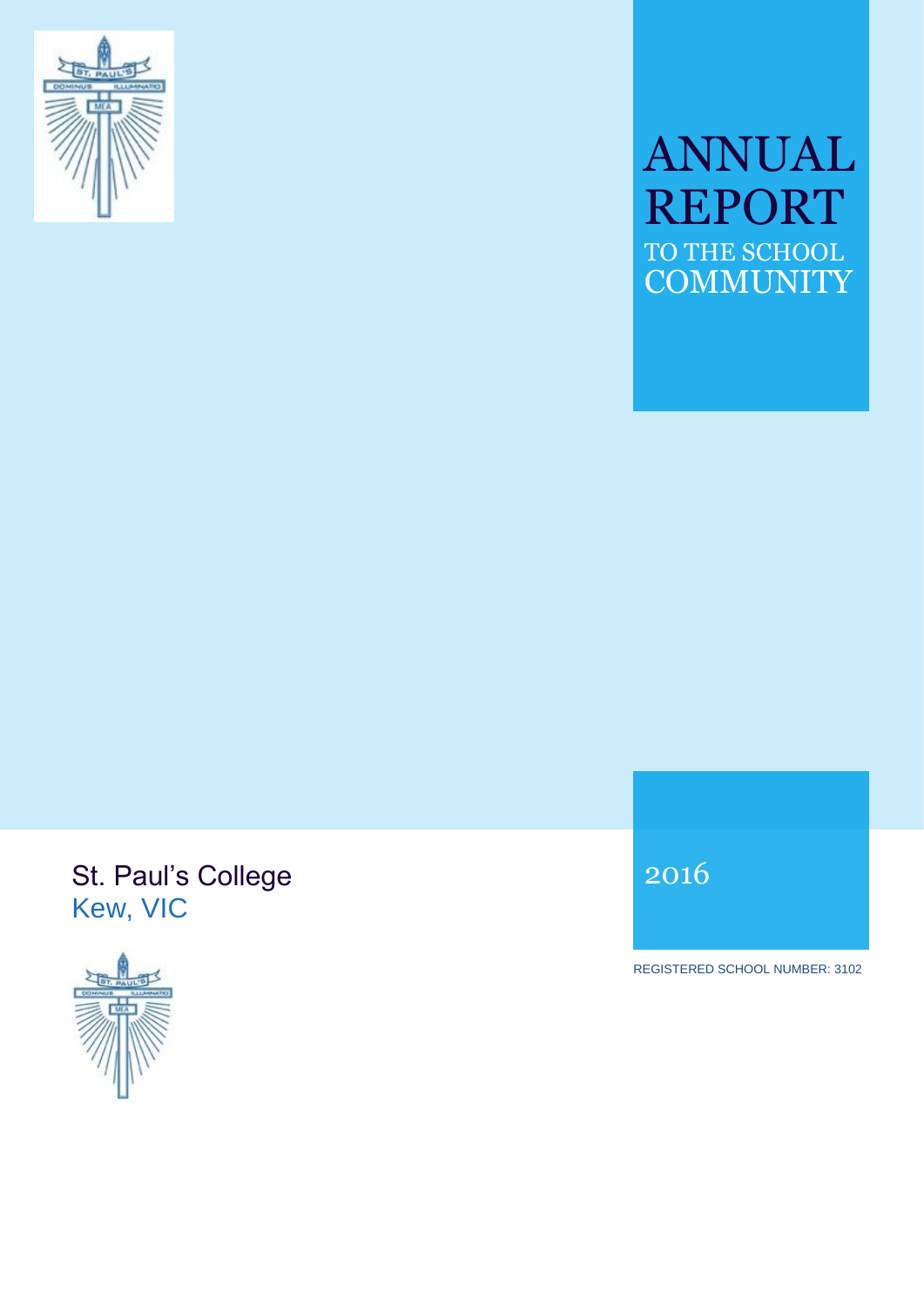# ANNUAL REPORT

## TO THE SCHOOL COMMUNITY

St. Paul's College
Kew, VIC

2016

REGISTERED SCHOOL NUMBER: 3102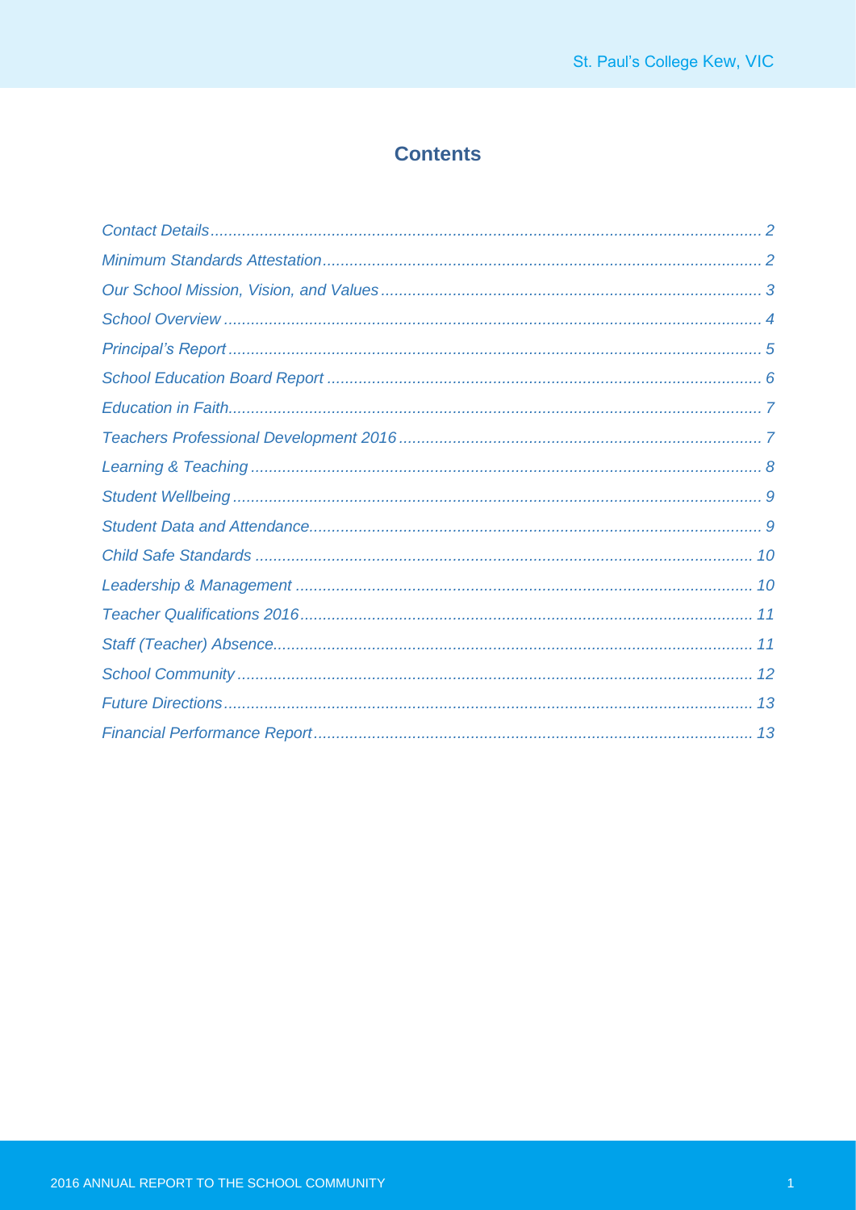# Contents

*Contact Details* .......... 2

*Minimum Standards Attestation* .......... 2

*Our School Mission, Vision, and Values* .......... 3

*School Overview* .......... 4

*Principal's Report* .......... 5

*School Education Board Report* .......... 6

*Education in Faith* .......... 7

*Teachers Professional Development 2016* .......... 7

*Learning & Teaching* .......... 8

*Student Wellbeing* .......... 9

*Student Data and Attendance* .......... 9

*Child Safe Standards* .......... 10

*Leadership & Management* .......... 10

*Teacher Qualifications 2016* .......... 11

*Staff (Teacher) Absence* .......... 11

*School Community* .......... 12

*Future Directions* .......... 13

*Financial Performance Report* .......... 13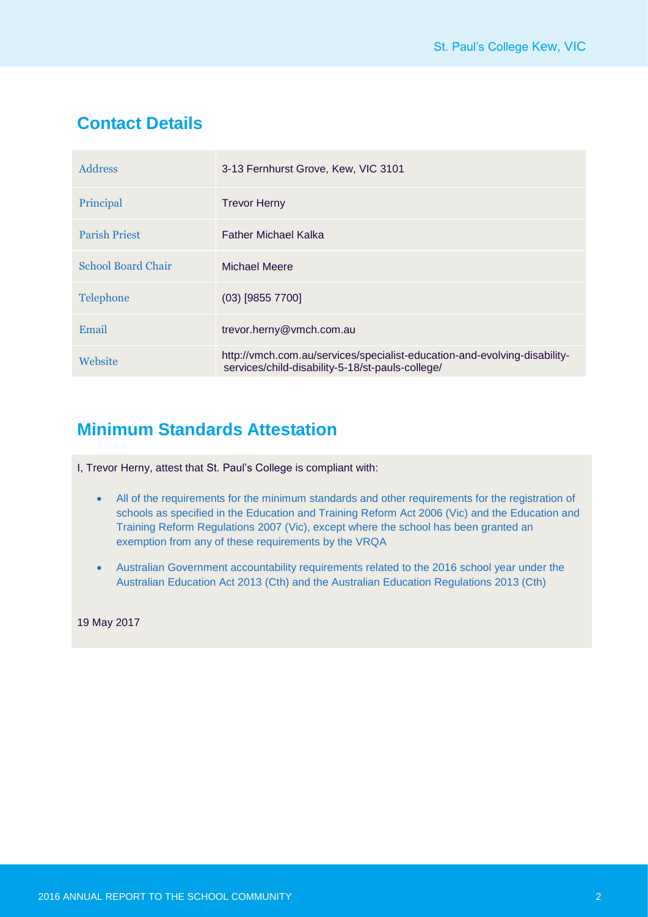## Contact Details

| Address | 3-13 Fernhurst Grove, Kew, VIC 3101 |
|---|---|
| Principal | Trevor Herny |
| Parish Priest | Father Michael Kalka |
| School Board Chair | Michael Meere |
| Telephone | (03) [9855 7700] |
| Email | trevor.herny@vmch.com.au |
| Website | http://vmch.com.au/services/specialist-education-and-evolving-disability-services/child-disability-5-18/st-pauls-college/ |

## Minimum Standards Attestation

I, Trevor Herny, attest that St. Paul's College is compliant with:

- All of the requirements for the minimum standards and other requirements for the registration of schools as specified in the Education and Training Reform Act 2006 (Vic) and the Education and Training Reform Regulations 2007 (Vic), except where the school has been granted an exemption from any of these requirements by the VRQA
- Australian Government accountability requirements related to the 2016 school year under the Australian Education Act 2013 (Cth) and the Australian Education Regulations 2013 (Cth)

19 May 2017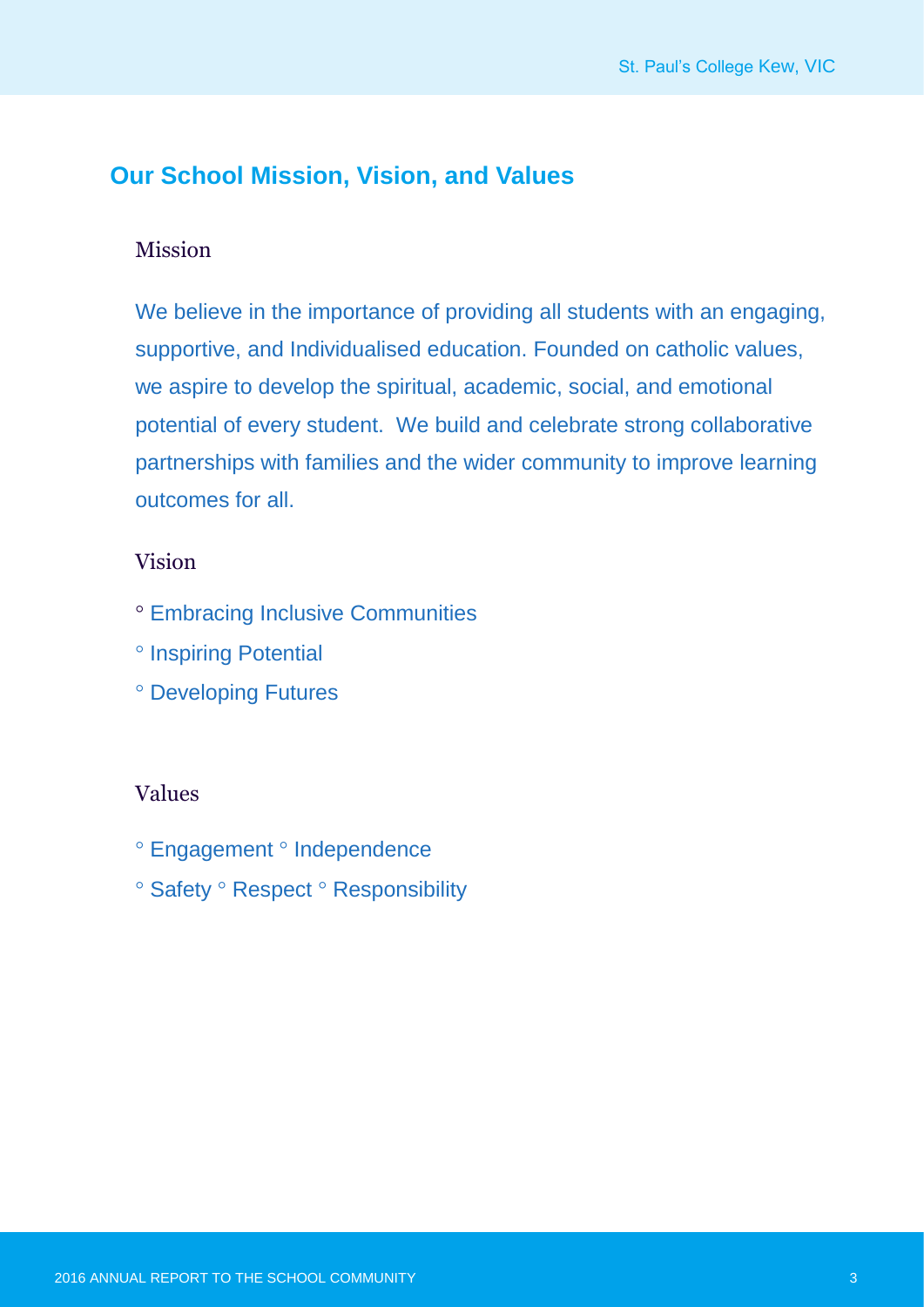## Our School Mission, Vision, and Values

### Mission

We believe in the importance of providing all students with an engaging, supportive, and Individualised education. Founded on catholic values, we aspire to develop the spiritual, academic, social, and emotional potential of every student. We build and celebrate strong collaborative partnerships with families and the wider community to improve learning outcomes for all.

### Vision

° Embracing Inclusive Communities

° Inspiring Potential

° Developing Futures

### Values

° Engagement ° Independence

° Safety ° Respect ° Responsibility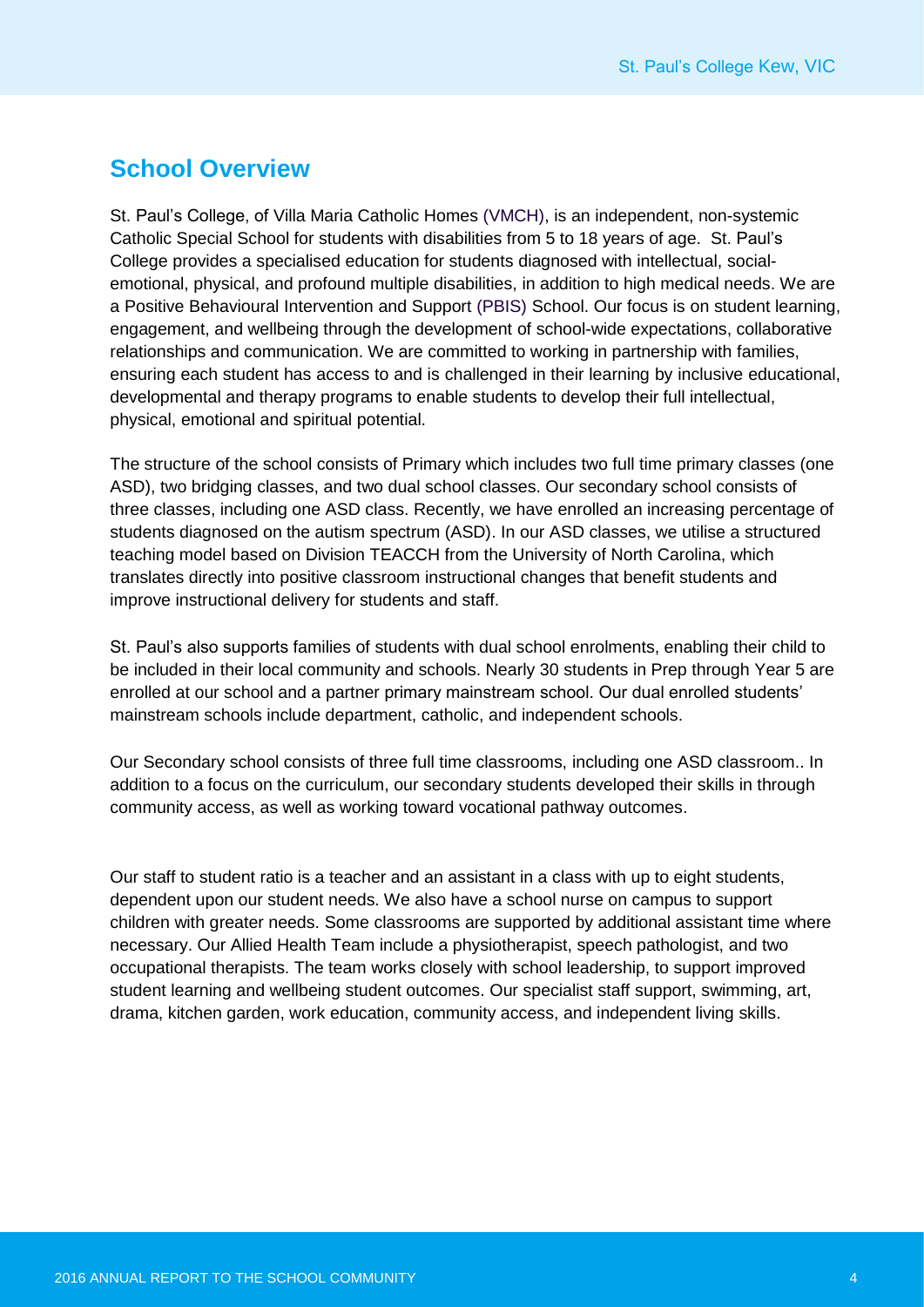## School Overview

St. Paul's College, of Villa Maria Catholic Homes (VMCH), is an independent, non-systemic Catholic Special School for students with disabilities from 5 to 18 years of age. St. Paul's College provides a specialised education for students diagnosed with intellectual, social-emotional, physical, and profound multiple disabilities, in addition to high medical needs. We are a Positive Behavioural Intervention and Support (PBIS) School. Our focus is on student learning, engagement, and wellbeing through the development of school-wide expectations, collaborative relationships and communication. We are committed to working in partnership with families, ensuring each student has access to and is challenged in their learning by inclusive educational, developmental and therapy programs to enable students to develop their full intellectual, physical, emotional and spiritual potential.

The structure of the school consists of Primary which includes two full time primary classes (one ASD), two bridging classes, and two dual school classes. Our secondary school consists of three classes, including one ASD class. Recently, we have enrolled an increasing percentage of students diagnosed on the autism spectrum (ASD). In our ASD classes, we utilise a structured teaching model based on Division TEACCH from the University of North Carolina, which translates directly into positive classroom instructional changes that benefit students and improve instructional delivery for students and staff.

St. Paul's also supports families of students with dual school enrolments, enabling their child to be included in their local community and schools. Nearly 30 students in Prep through Year 5 are enrolled at our school and a partner primary mainstream school. Our dual enrolled students' mainstream schools include department, catholic, and independent schools.

Our Secondary school consists of three full time classrooms, including one ASD classroom.. In addition to a focus on the curriculum, our secondary students developed their skills in through community access, as well as working toward vocational pathway outcomes.

Our staff to student ratio is a teacher and an assistant in a class with up to eight students, dependent upon our student needs. We also have a school nurse on campus to support children with greater needs. Some classrooms are supported by additional assistant time where necessary. Our Allied Health Team include a physiotherapist, speech pathologist, and two occupational therapists. The team works closely with school leadership, to support improved student learning and wellbeing student outcomes. Our specialist staff support, swimming, art, drama, kitchen garden, work education, community access, and independent living skills.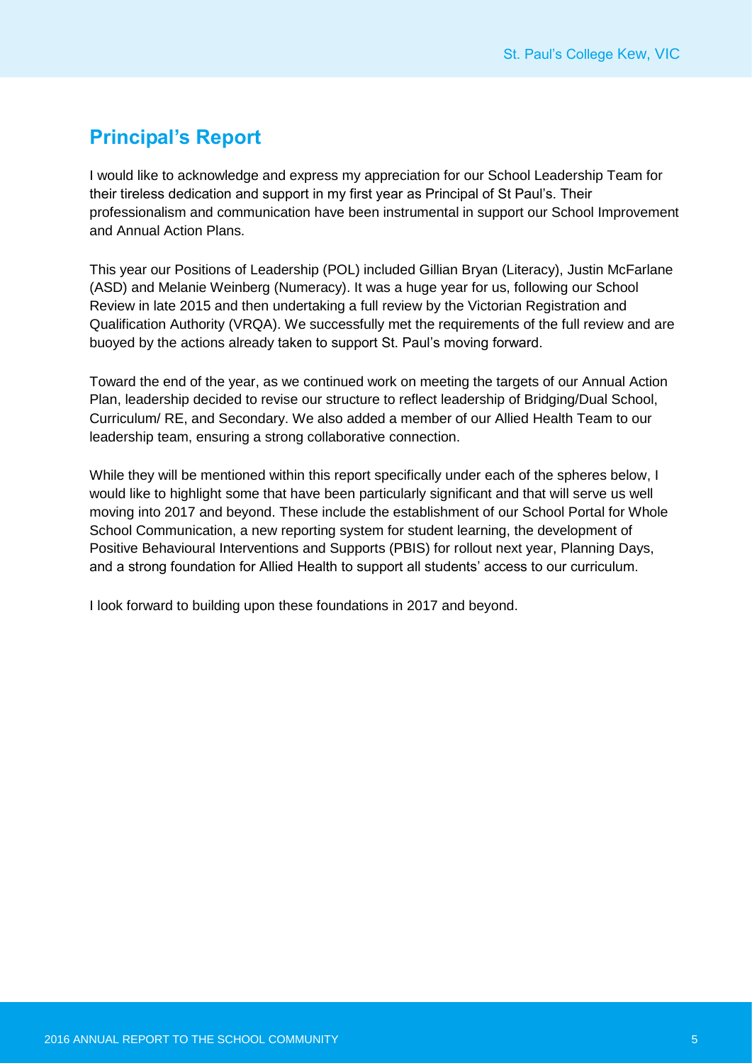## Principal's Report

I would like to acknowledge and express my appreciation for our School Leadership Team for their tireless dedication and support in my first year as Principal of St Paul's. Their professionalism and communication have been instrumental in support our School Improvement and Annual Action Plans.

This year our Positions of Leadership (POL) included Gillian Bryan (Literacy), Justin McFarlane (ASD) and Melanie Weinberg (Numeracy). It was a huge year for us, following our School Review in late 2015 and then undertaking a full review by the Victorian Registration and Qualification Authority (VRQA). We successfully met the requirements of the full review and are buoyed by the actions already taken to support St. Paul's moving forward.

Toward the end of the year, as we continued work on meeting the targets of our Annual Action Plan, leadership decided to revise our structure to reflect leadership of Bridging/Dual School, Curriculum/ RE, and Secondary. We also added a member of our Allied Health Team to our leadership team, ensuring a strong collaborative connection.

While they will be mentioned within this report specifically under each of the spheres below, I would like to highlight some that have been particularly significant and that will serve us well moving into 2017 and beyond. These include the establishment of our School Portal for Whole School Communication, a new reporting system for student learning, the development of Positive Behavioural Interventions and Supports (PBIS) for rollout next year, Planning Days, and a strong foundation for Allied Health to support all students' access to our curriculum.

I look forward to building upon these foundations in 2017 and beyond.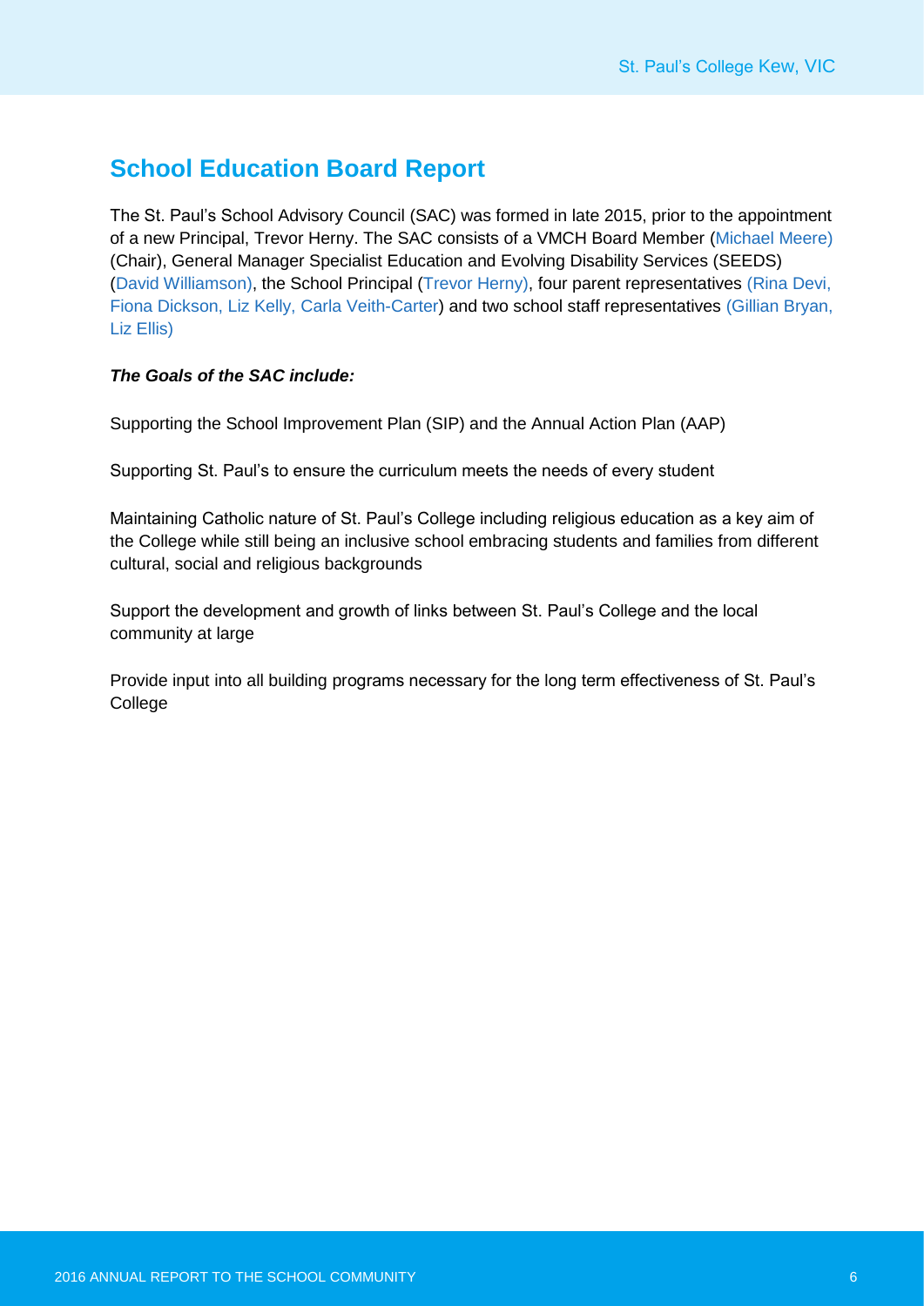## School Education Board Report

The St. Paul's School Advisory Council (SAC) was formed in late 2015, prior to the appointment of a new Principal, Trevor Herny. The SAC consists of a VMCH Board Member (Michael Meere) (Chair), General Manager Specialist Education and Evolving Disability Services (SEEDS) (David Williamson), the School Principal (Trevor Herny), four parent representatives (Rina Devi, Fiona Dickson, Liz Kelly, Carla Veith-Carter) and two school staff representatives (Gillian Bryan, Liz Ellis)

***The Goals of the SAC include:***

Supporting the School Improvement Plan (SIP) and the Annual Action Plan (AAP)

Supporting St. Paul's to ensure the curriculum meets the needs of every student

Maintaining Catholic nature of St. Paul's College including religious education as a key aim of the College while still being an inclusive school embracing students and families from different cultural, social and religious backgrounds

Support the development and growth of links between St. Paul's College and the local community at large

Provide input into all building programs necessary for the long term effectiveness of St. Paul's College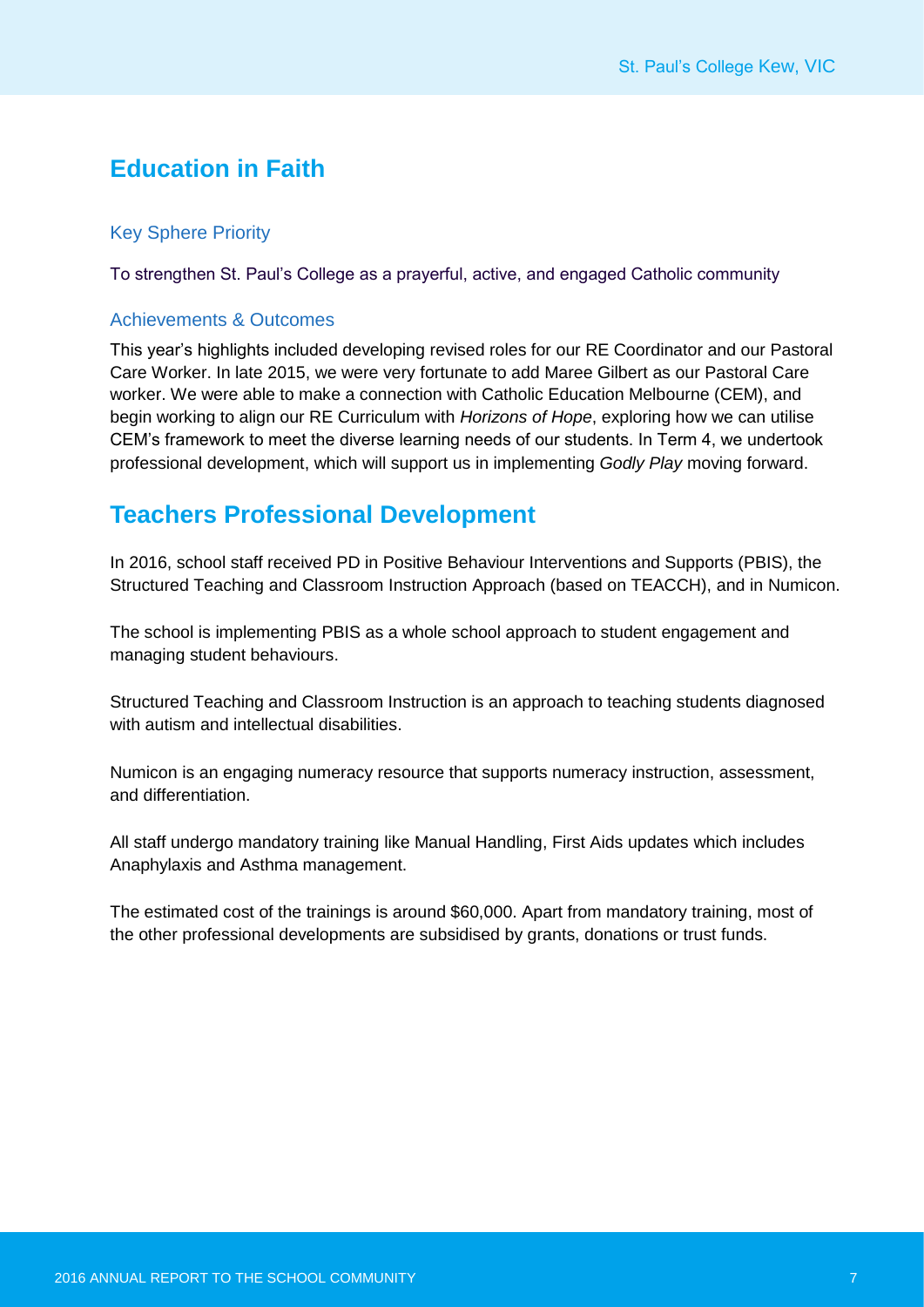## Education in Faith

### Key Sphere Priority

To strengthen St. Paul's College as a prayerful, active, and engaged Catholic community

### Achievements & Outcomes

This year's highlights included developing revised roles for our RE Coordinator and our Pastoral Care Worker. In late 2015, we were very fortunate to add Maree Gilbert as our Pastoral Care worker. We were able to make a connection with Catholic Education Melbourne (CEM), and begin working to align our RE Curriculum with *Horizons of Hope*, exploring how we can utilise CEM's framework to meet the diverse learning needs of our students. In Term 4, we undertook professional development, which will support us in implementing *Godly Play* moving forward.

## Teachers Professional Development

In 2016, school staff received PD in Positive Behaviour Interventions and Supports (PBIS), the Structured Teaching and Classroom Instruction Approach (based on TEACCH), and in Numicon.

The school is implementing PBIS as a whole school approach to student engagement and managing student behaviours.

Structured Teaching and Classroom Instruction is an approach to teaching students diagnosed with autism and intellectual disabilities.

Numicon is an engaging numeracy resource that supports numeracy instruction, assessment, and differentiation.

All staff undergo mandatory training like Manual Handling, First Aids updates which includes Anaphylaxis and Asthma management.

The estimated cost of the trainings is around $60,000. Apart from mandatory training, most of the other professional developments are subsidised by grants, donations or trust funds.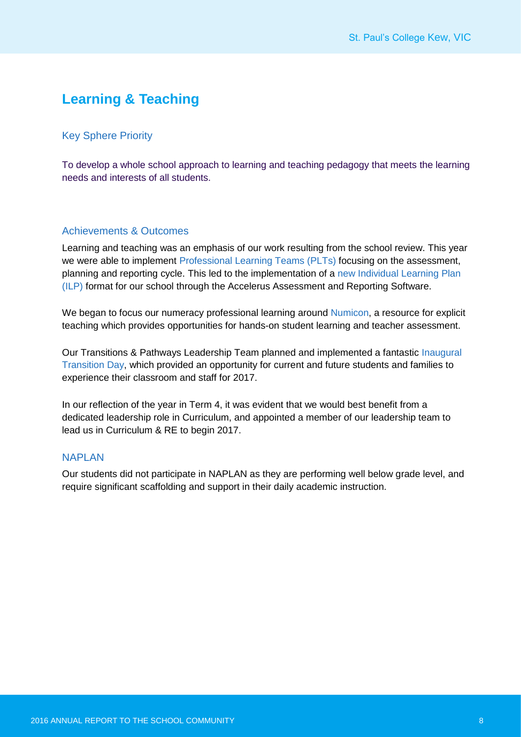## Learning & Teaching

### Key Sphere Priority

To develop a whole school approach to learning and teaching pedagogy that meets the learning needs and interests of all students.

### Achievements & Outcomes

Learning and teaching was an emphasis of our work resulting from the school review. This year we were able to implement Professional Learning Teams (PLTs) focusing on the assessment, planning and reporting cycle. This led to the implementation of a new Individual Learning Plan (ILP) format for our school through the Accelerus Assessment and Reporting Software.

We began to focus our numeracy professional learning around Numicon, a resource for explicit teaching which provides opportunities for hands-on student learning and teacher assessment.

Our Transitions & Pathways Leadership Team planned and implemented a fantastic Inaugural Transition Day, which provided an opportunity for current and future students and families to experience their classroom and staff for 2017.

In our reflection of the year in Term 4, it was evident that we would best benefit from a dedicated leadership role in Curriculum, and appointed a member of our leadership team to lead us in Curriculum & RE to begin 2017.

### NAPLAN

Our students did not participate in NAPLAN as they are performing well below grade level, and require significant scaffolding and support in their daily academic instruction.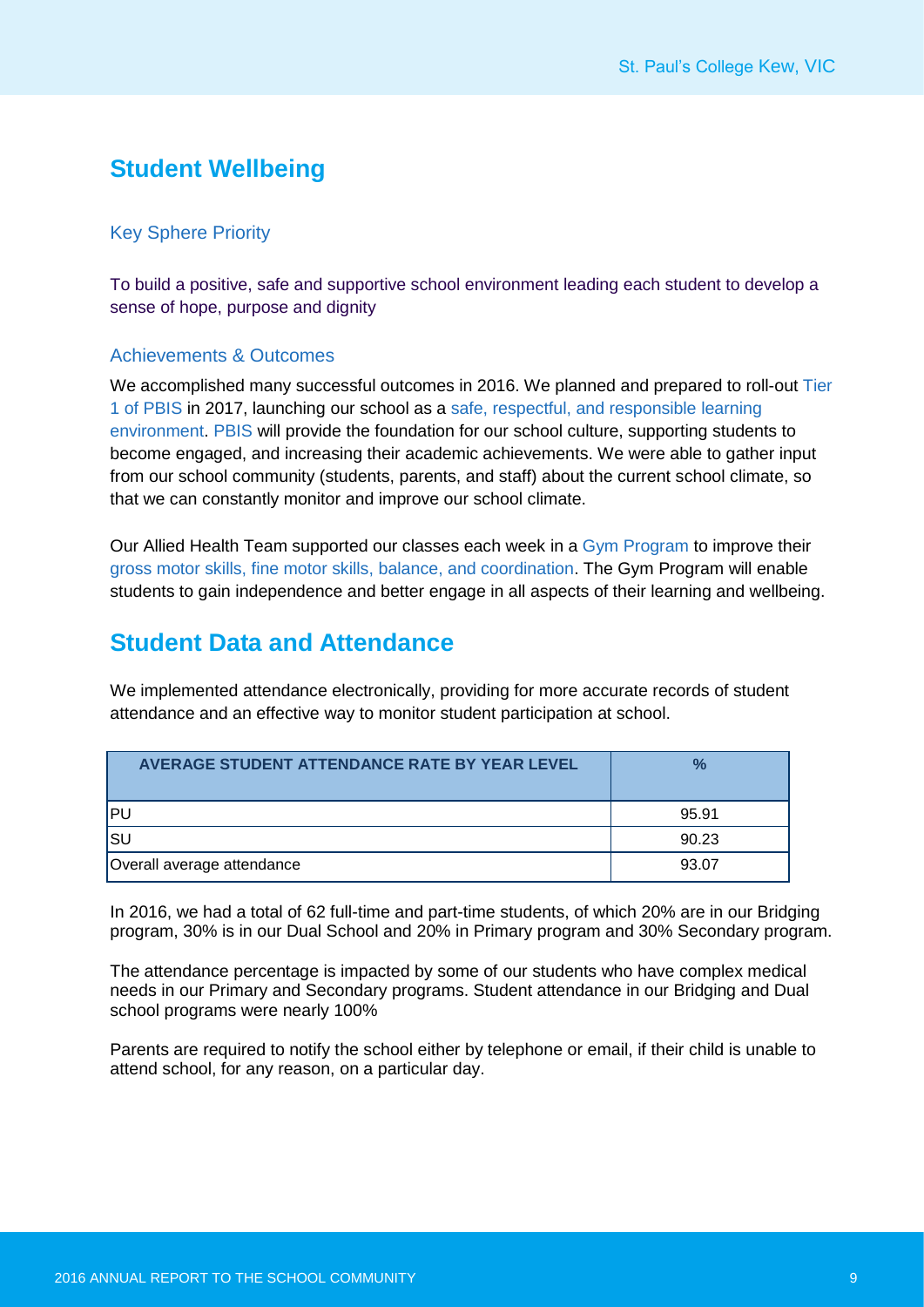## Student Wellbeing

### Key Sphere Priority

To build a positive, safe and supportive school environment leading each student to develop a sense of hope, purpose and dignity

### Achievements & Outcomes

We accomplished many successful outcomes in 2016. We planned and prepared to roll-out Tier 1 of PBIS in 2017, launching our school as a safe, respectful, and responsible learning environment. PBIS will provide the foundation for our school culture, supporting students to become engaged, and increasing their academic achievements. We were able to gather input from our school community (students, parents, and staff) about the current school climate, so that we can constantly monitor and improve our school climate.

Our Allied Health Team supported our classes each week in a Gym Program to improve their gross motor skills, fine motor skills, balance, and coordination. The Gym Program will enable students to gain independence and better engage in all aspects of their learning and wellbeing.

## Student Data and Attendance

We implemented attendance electronically, providing for more accurate records of student attendance and an effective way to monitor student participation at school.

| AVERAGE STUDENT ATTENDANCE RATE BY YEAR LEVEL | % |
|---|---|
| PU | 95.91 |
| SU | 90.23 |
| Overall average attendance | 93.07 |

In 2016, we had a total of 62 full-time and part-time students, of which 20% are in our Bridging program, 30% is in our Dual School and 20% in Primary program and 30% Secondary program.

The attendance percentage is impacted by some of our students who have complex medical needs in our Primary and Secondary programs. Student attendance in our Bridging and Dual school programs were nearly 100%

Parents are required to notify the school either by telephone or email, if their child is unable to attend school, for any reason, on a particular day.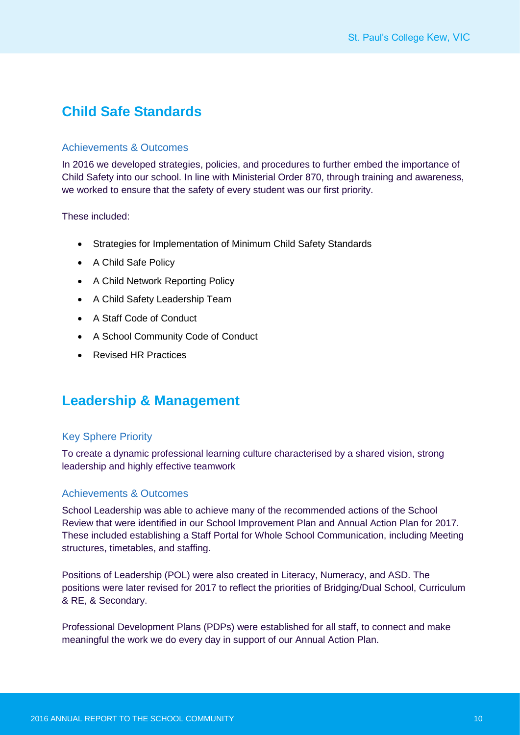## Child Safe Standards

### Achievements & Outcomes

In 2016 we developed strategies, policies, and procedures to further embed the importance of Child Safety into our school. In line with Ministerial Order 870, through training and awareness, we worked to ensure that the safety of every student was our first priority.

These included:

- Strategies for Implementation of Minimum Child Safety Standards
- A Child Safe Policy
- A Child Network Reporting Policy
- A Child Safety Leadership Team
- A Staff Code of Conduct
- A School Community Code of Conduct
- Revised HR Practices

## Leadership & Management

### Key Sphere Priority

To create a dynamic professional learning culture characterised by a shared vision, strong leadership and highly effective teamwork

### Achievements & Outcomes

School Leadership was able to achieve many of the recommended actions of the School Review that were identified in our School Improvement Plan and Annual Action Plan for 2017. These included establishing a Staff Portal for Whole School Communication, including Meeting structures, timetables, and staffing.

Positions of Leadership (POL) were also created in Literacy, Numeracy, and ASD. The positions were later revised for 2017 to reflect the priorities of Bridging/Dual School, Curriculum & RE, & Secondary.

Professional Development Plans (PDPs) were established for all staff, to connect and make meaningful the work we do every day in support of our Annual Action Plan.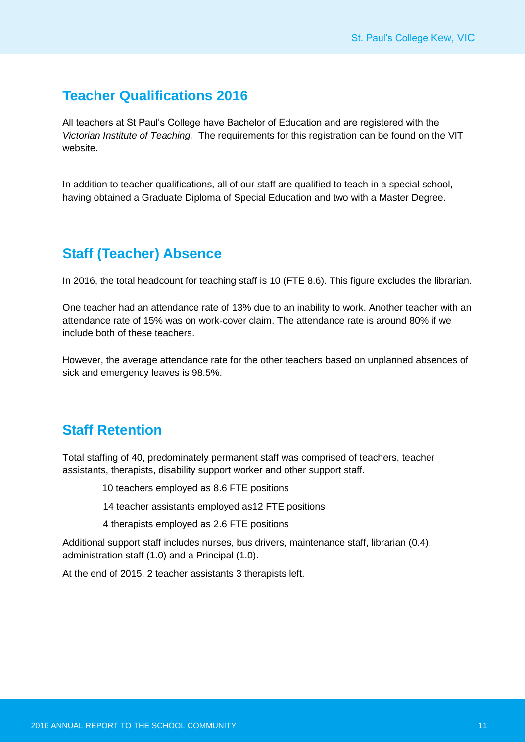## Teacher Qualifications 2016

All teachers at St Paul's College have Bachelor of Education and are registered with the *Victorian Institute of Teaching.* The requirements for this registration can be found on the VIT website.

In addition to teacher qualifications, all of our staff are qualified to teach in a special school, having obtained a Graduate Diploma of Special Education and two with a Master Degree.

## Staff (Teacher) Absence

In 2016, the total headcount for teaching staff is 10 (FTE 8.6). This figure excludes the librarian.

One teacher had an attendance rate of 13% due to an inability to work. Another teacher with an attendance rate of 15% was on work-cover claim. The attendance rate is around 80% if we include both of these teachers.

However, the average attendance rate for the other teachers based on unplanned absences of sick and emergency leaves is 98.5%.

## Staff Retention

Total staffing of 40, predominately permanent staff was comprised of teachers, teacher assistants, therapists, disability support worker and other support staff.

- 10 teachers employed as 8.6 FTE positions
- 14 teacher assistants employed as12 FTE positions
- 4 therapists employed as 2.6 FTE positions

Additional support staff includes nurses, bus drivers, maintenance staff, librarian (0.4), administration staff (1.0) and a Principal (1.0).

At the end of 2015, 2 teacher assistants 3 therapists left.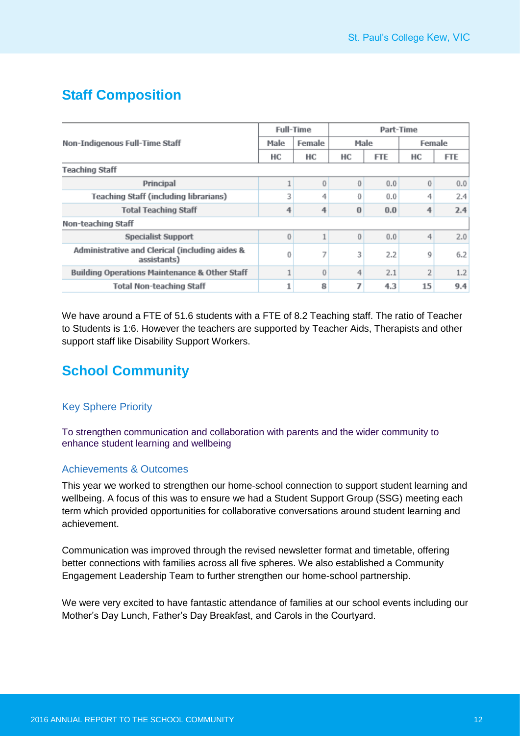## Staff Composition

| Non-Indigenous Full-Time Staff | Full-Time | | Part-Time | | | |
|---|---|---|---|---|---|---|
| | Male | Female | Male | | Female | |
| | HC | HC | HC | FTE | HC | FTE |
| **Teaching Staff** | | | | | | |
| Principal | 1 | 0 | 0 | 0.0 | 0 | 0.0 |
| Teaching Staff (including librarians) | 3 | 4 | 0 | 0.0 | 4 | 2.4 |
| **Total Teaching Staff** | **4** | **4** | **0** | **0.0** | **4** | **2.4** |
| **Non-teaching Staff** | | | | | | |
| Specialist Support | 0 | 1 | 0 | 0.0 | 4 | 2.0 |
| Administrative and Clerical (including aides & assistants) | 0 | 7 | 3 | 2.2 | 9 | 6.2 |
| Building Operations Maintenance & Other Staff | 1 | 0 | 4 | 2.1 | 2 | 1.2 |
| **Total Non-teaching Staff** | **1** | **8** | **7** | **4.3** | **15** | **9.4** |

We have around a FTE of 51.6 students with a FTE of 8.2 Teaching staff. The ratio of Teacher to Students is 1:6. However the teachers are supported by Teacher Aids, Therapists and other support staff like Disability Support Workers.

## School Community

### Key Sphere Priority

To strengthen communication and collaboration with parents and the wider community to enhance student learning and wellbeing

### Achievements & Outcomes

This year we worked to strengthen our home-school connection to support student learning and wellbeing. A focus of this was to ensure we had a Student Support Group (SSG) meeting each term which provided opportunities for collaborative conversations around student learning and achievement.

Communication was improved through the revised newsletter format and timetable, offering better connections with families across all five spheres. We also established a Community Engagement Leadership Team to further strengthen our home-school partnership.

We were very excited to have fantastic attendance of families at our school events including our Mother's Day Lunch, Father's Day Breakfast, and Carols in the Courtyard.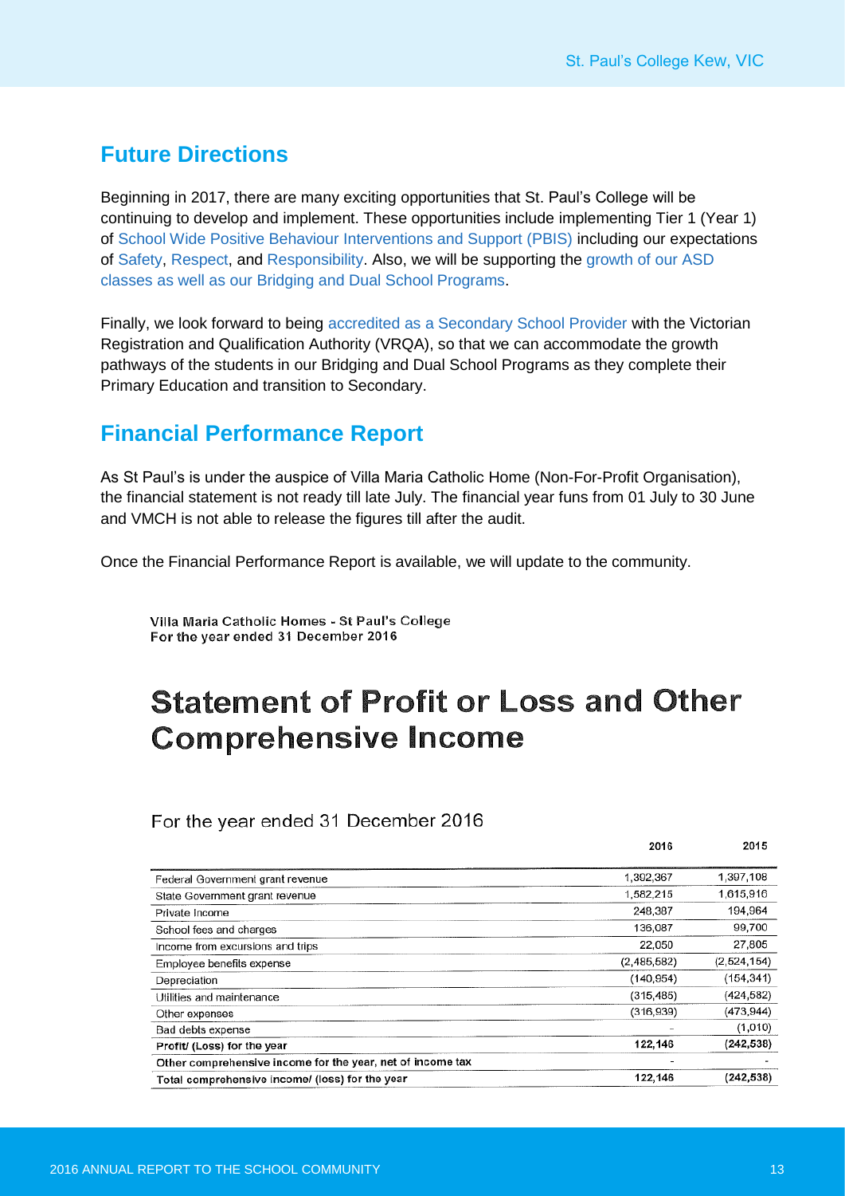## Future Directions

Beginning in 2017, there are many exciting opportunities that St. Paul's College will be continuing to develop and implement. These opportunities include implementing Tier 1 (Year 1) of School Wide Positive Behaviour Interventions and Support (PBIS) including our expectations of Safety, Respect, and Responsibility. Also, we will be supporting the growth of our ASD classes as well as our Bridging and Dual School Programs.

Finally, we look forward to being accredited as a Secondary School Provider with the Victorian Registration and Qualification Authority (VRQA), so that we can accommodate the growth pathways of the students in our Bridging and Dual School Programs as they complete their Primary Education and transition to Secondary.

## Financial Performance Report

As St Paul's is under the auspice of Villa Maria Catholic Home (Non-For-Profit Organisation), the financial statement is not ready till late July. The financial year funs from 01 July to 30 June and VMCH is not able to release the figures till after the audit.

Once the Financial Performance Report is available, we will update to the community.

**Villa Maria Catholic Homes - St Paul's College**
**For the year ended 31 December 2016**

# Statement of Profit or Loss and Other Comprehensive Income

For the year ended 31 December 2016

| | 2016 | 2015 |
|---|---|---|
| Federal Government grant revenue | 1,302,367 | 1,397,108 |
| State Government grant revenue | 1,582,215 | 1,615,916 |
| Private Income | 248,387 | 194,964 |
| School fees and charges | 136,087 | 99,700 |
| Income from excursions and trips | 22,050 | 27,805 |
| Employee benefits expense | (2,485,582) | (2,524,154) |
| Depreciation | (140,954) | (154,341) |
| Utilities and maintenance | (315,485) | (424,582) |
| Other expenses | (316,939) | (473,944) |
| Bad debts expense | - | (1,010) |
| **Profit/ (Loss) for the year** | **122,146** | **(242,538)** |
| **Other comprehensive income for the year, net of income tax** | - | - |
| **Total comprehensive income/ (loss) for the year** | **122,146** | **(242,538)** |